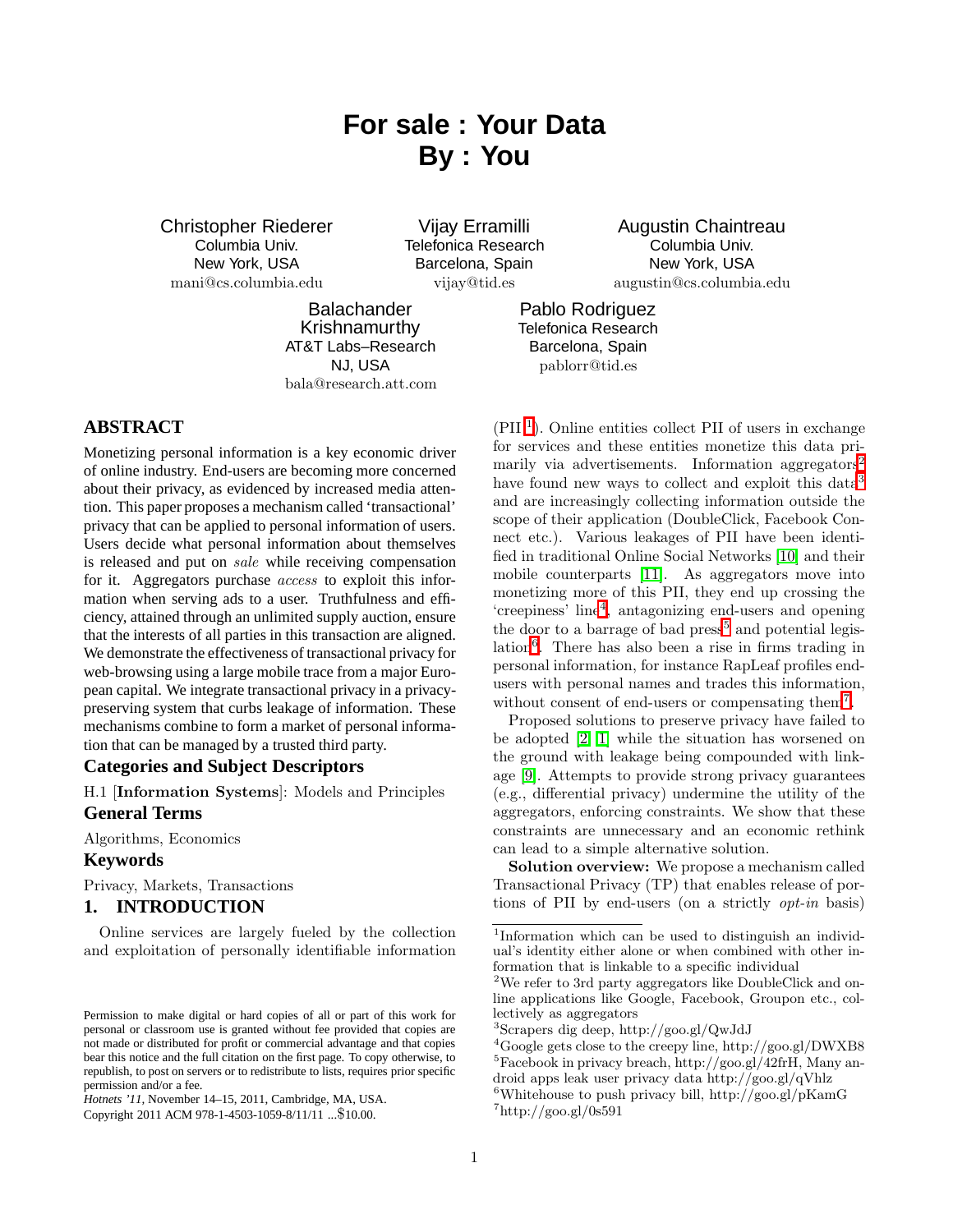# For sale : Your Data
# By : You

Christopher Riederer
Columbia Univ.
New York, USA
mani@cs.columbia.edu

Vijay Erramilli
Telefonica Research
Barcelona, Spain
vijay@tid.es

Augustin Chaintreau
Columbia Univ.
New York, USA
augustin@cs.columbia.edu

Balachander Krishnamurthy
AT&T Labs–Research
NJ, USA
bala@research.att.com

Pablo Rodriguez
Telefonica Research
Barcelona, Spain
pablorr@tid.es

## ABSTRACT

Monetizing personal information is a key economic driver of online industry. End-users are becoming more concerned about their privacy, as evidenced by increased media attention. This paper proposes a mechanism called 'transactional' privacy that can be applied to personal information of users. Users decide what personal information about themselves is released and put on *sale* while receiving compensation for it. Aggregators purchase *access* to exploit this information when serving ads to a user. Truthfulness and efficiency, attained through an unlimited supply auction, ensure that the interests of all parties in this transaction are aligned. We demonstrate the effectiveness of transactional privacy for web-browsing using a large mobile trace from a major European capital. We integrate transactional privacy in a privacy-preserving system that curbs leakage of information. These mechanisms combine to form a market of personal information that can be managed by a trusted third party.

### Categories and Subject Descriptors

H.1 [**Information Systems**]: Models and Principles

### General Terms

Algorithms, Economics

### Keywords

Privacy, Markets, Transactions

## 1. INTRODUCTION

Online services are largely fueled by the collection and exploitation of personally identifiable information (PII[1]). Online entities collect PII of users in exchange for services and these entities monetize this data primarily via advertisements. Information aggregators[2] have found new ways to collect and exploit this data[3] and are increasingly collecting information outside the scope of their application (DoubleClick, Facebook Connect etc.). Various leakages of PII have been identified in traditional Online Social Networks [10] and their mobile counterparts [11]. As aggregators move into monetizing more of this PII, they end up crossing the 'creepiness' line[4], antagonizing end-users and opening the door to a barrage of bad press[5] and potential legislation[6]. There has also been a rise in firms trading in personal information, for instance RapLeaf profiles end-users with personal names and trades this information, without consent of end-users or compensating them[7].

Proposed solutions to preserve privacy have failed to be adopted [2, 1] while the situation has worsened on the ground with leakage being compounded with linkage [9]. Attempts to provide strong privacy guarantees (e.g., differential privacy) undermine the utility of the aggregators, enforcing constraints. We show that these constraints are unnecessary and an economic rethink can lead to a simple alternative solution.

**Solution overview:** We propose a mechanism called Transactional Privacy (TP) that enables release of portions of PII by end-users (on a strictly *opt-in* basis)

[1] Information which can be used to distinguish an individual's identity either alone or when combined with other information that is linkable to a specific individual

[2] We refer to 3rd party aggregators like DoubleClick and online applications like Google, Facebook, Groupon etc., collectively as aggregators

[3] Scrapers dig deep, http://goo.gl/QwJdJ

[4] Google gets close to the creepy line, http://goo.gl/DWXB8

[5] Facebook in privacy breach, http://goo.gl/42frH, Many android apps leak user privacy data http://goo.gl/qVhlz

[6] Whitehouse to push privacy bill, http://goo.gl/pKamG

[7] http://goo.gl/0s591

Permission to make digital or hard copies of all or part of this work for personal or classroom use is granted without fee provided that copies are not made or distributed for profit or commercial advantage and that copies bear this notice and the full citation on the first page. To copy otherwise, to republish, to post on servers or to redistribute to lists, requires prior specific permission and/or a fee.
*Hotnets '11*, November 14–15, 2011, Cambridge, MA, USA.
Copyright 2011 ACM 978-1-4503-1059-8/11/11 ...$10.00.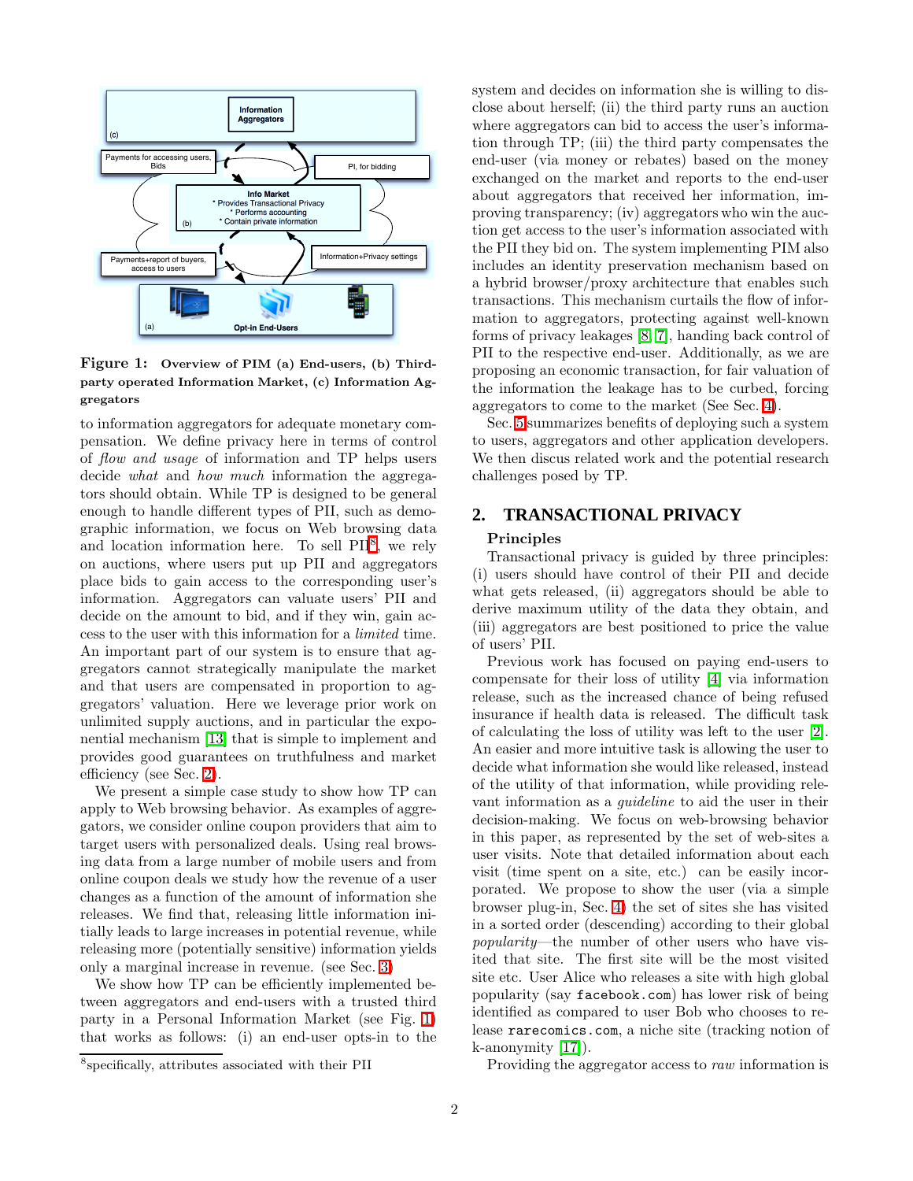Figure 1: **Overview of PIM (a) End-users, (b) Third-party operated Information Market, (c) Information Aggregators**

to information aggregators for adequate monetary compensation. We define privacy here in terms of control of *flow and usage* of information and TP helps users decide *what* and *how much* information the aggregators should obtain. While TP is designed to be general enough to handle different types of PII, such as demographic information, we focus on Web browsing data and location information here. To sell PII[8], we rely on auctions, where users put up PII and aggregators place bids to gain access to the corresponding user's information. Aggregators can valuate users' PII and decide on the amount to bid, and if they win, gain access to the user with this information for a *limited* time. An important part of our system is to ensure that aggregators cannot strategically manipulate the market and that users are compensated in proportion to aggregators' valuation. Here we leverage prior work on unlimited supply auctions, and in particular the exponential mechanism [13] that is simple to implement and provides good guarantees on truthfulness and market efficiency (see Sec. 2).

We present a simple case study to show how TP can apply to Web browsing behavior. As examples of aggregators, we consider online coupon providers that aim to target users with personalized deals. Using real browsing data from a large number of mobile users and from online coupon deals we study how the revenue of a user changes as a function of the amount of information she releases. We find that, releasing little information initially leads to large increases in potential revenue, while releasing more (potentially sensitive) information yields only a marginal increase in revenue. (see Sec. 3)

We show how TP can be efficiently implemented between aggregators and end-users with a trusted third party in a Personal Information Market (see Fig. 1) that works as follows: (i) an end-user opts-in to the system and decides on information she is willing to disclose about herself; (ii) the third party runs an auction where aggregators can bid to access the user's information through TP; (iii) the third party compensates the end-user (via money or rebates) based on the money exchanged on the market and reports to the end-user about aggregators that received her information, improving transparency; (iv) aggregators who win the auction get access to the user's information associated with the PII they bid on. The system implementing PIM also includes an identity preservation mechanism based on a hybrid browser/proxy architecture that enables such transactions. This mechanism curtails the flow of information to aggregators, protecting against well-known forms of privacy leakages [8, 7], handing back control of PII to the respective end-user. Additionally, as we are proposing an economic transaction, for fair valuation of the information the leakage has to be curbed, forcing aggregators to come to the market (See Sec. 4).

Sec. 5 summarizes benefits of deploying such a system to users, aggregators and other application developers. We then discus related work and the potential research challenges posed by TP.

## 2. TRANSACTIONAL PRIVACY

### Principles

Transactional privacy is guided by three principles: (i) users should have control of their PII and decide what gets released, (ii) aggregators should be able to derive maximum utility of the data they obtain, and (iii) aggregators are best positioned to price the value of users' PII.

Previous work has focused on paying end-users to compensate for their loss of utility [4] via information release, such as the increased chance of being refused insurance if health data is released. The difficult task of calculating the loss of utility was left to the user [2]. An easier and more intuitive task is allowing the user to decide what information she would like released, instead of the utility of that information, while providing relevant information as a *guideline* to aid the user in their decision-making. We focus on web-browsing behavior in this paper, as represented by the set of web-sites a user visits. Note that detailed information about each visit (time spent on a site, etc.) can be easily incorporated. We propose to show the user (via a simple browser plug-in, Sec. 4) the set of sites she has visited in a sorted order (descending) according to their global *popularity*—the number of other users who have visited that site. The first site will be the most visited site etc. User Alice who releases a site with high global popularity (say `facebook.com`) has lower risk of being identified as compared to user Bob who chooses to release `rarecomics.com`, a niche site (tracking notion of k-anonymity [17]).

Providing the aggregator access to *raw* information is

[8] specifically, attributes associated with their PII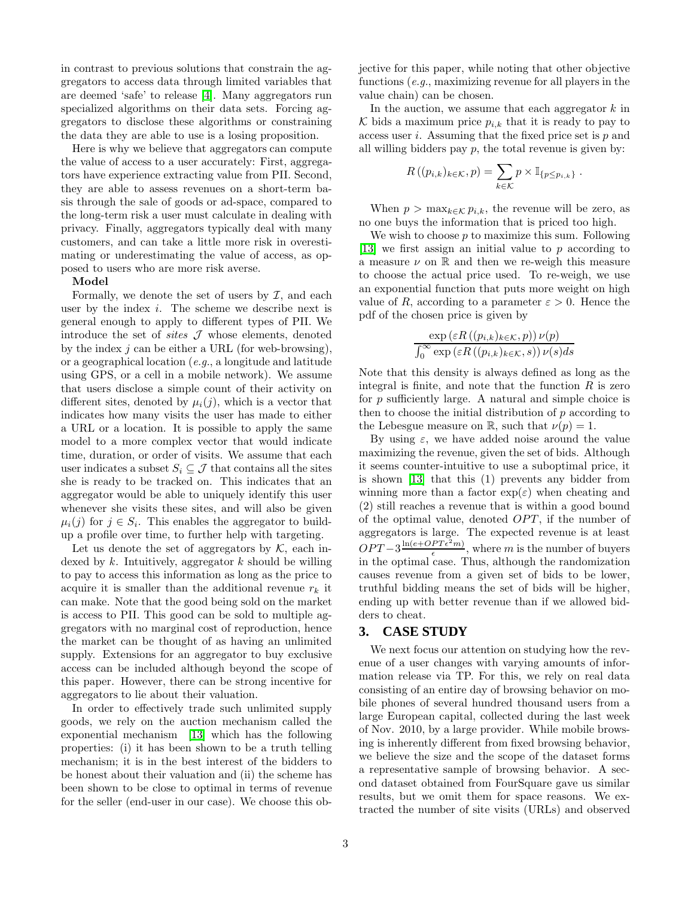in contrast to previous solutions that constrain the aggregators to access data through limited variables that are deemed 'safe' to release [4]. Many aggregators run specialized algorithms on their data sets. Forcing aggregators to disclose these algorithms or constraining the data they are able to use is a losing proposition.

Here is why we believe that aggregators can compute the value of access to a user accurately: First, aggregators have experience extracting value from PII. Second, they are able to assess revenues on a short-term basis through the sale of goods or ad-space, compared to the long-term risk a user must calculate in dealing with privacy. Finally, aggregators typically deal with many customers, and can take a little more risk in overestimating or underestimating the value of access, as opposed to users who are more risk averse.

**Model**

Formally, we denote the set of users by $\mathcal{I}$, and each user by the index $i$. The scheme we describe next is general enough to apply to different types of PII. We introduce the set of *sites* $\mathcal{J}$ whose elements, denoted by the index $j$ can be either a URL (for web-browsing), or a geographical location (*e.g.*, a longitude and latitude using GPS, or a cell in a mobile network). We assume that users disclose a simple count of their activity on different sites, denoted by $\mu_i(j)$, which is a vector that indicates how many visits the user has made to either a URL or a location. It is possible to apply the same model to a more complex vector that would indicate time, duration, or order of visits. We assume that each user indicates a subset $S_i \subseteq \mathcal{J}$ that contains all the sites she is ready to be tracked on. This indicates that an aggregator would be able to uniquely identify this user whenever she visits these sites, and will also be given $\mu_i(j)$ for $j \in S_i$. This enables the aggregator to build-up a profile over time, to further help with targeting.

Let us denote the set of aggregators by $\mathcal{K}$, each indexed by $k$. Intuitively, aggregator $k$ should be willing to pay to access this information as long as the price to acquire it is smaller than the additional revenue $r_k$ it can make. Note that the good being sold on the market is access to PII. This good can be sold to multiple aggregators with no marginal cost of reproduction, hence the market can be thought of as having an unlimited supply. Extensions for an aggregator to buy exclusive access can be included although beyond the scope of this paper. However, there can be strong incentive for aggregators to lie about their valuation.

In order to effectively trade such unlimited supply goods, we rely on the auction mechanism called the exponential mechanism [13] which has the following properties: (i) it has been shown to be a truth telling mechanism; it is in the best interest of the bidders to be honest about their valuation and (ii) the scheme has been shown to be close to optimal in terms of revenue for the seller (end-user in our case). We choose this objective for this paper, while noting that other objective functions (*e.g.*, maximizing revenue for all players in the value chain) can be chosen.

In the auction, we assume that each aggregator $k$ in $\mathcal{K}$ bids a maximum price $p_{i,k}$ that it is ready to pay to access user $i$. Assuming that the fixed price set is $p$ and all willing bidders pay $p$, the total revenue is given by:

$$R\left((p_{i,k})_{k\in\mathcal{K}}, p\right) = \sum_{k\in\mathcal{K}} p \times \mathbb{I}_{\{p \leq p_{i,k}\}} .$$

When $p > \max_{k\in\mathcal{K}} p_{i,k}$, the revenue will be zero, as no one buys the information that is priced too high.

We wish to choose $p$ to maximize this sum. Following [13] we first assign an initial value to $p$ according to a measure $\nu$ on $\mathbb{R}$ and then we re-weigh this measure to choose the actual price used. To re-weigh, we use an exponential function that puts more weight on high value of $R$, according to a parameter $\varepsilon > 0$. Hence the pdf of the chosen price is given by

$$\frac{\exp\left(\varepsilon R\left((p_{i,k})_{k\in\mathcal{K}}, p\right)\right)\nu(p)}{\int_0^\infty \exp\left(\varepsilon R\left((p_{i,k})_{k\in\mathcal{K}}, s\right)\right)\nu(s)ds}$$

Note that this density is always defined as long as the integral is finite, and note that the function $R$ is zero for $p$ sufficiently large. A natural and simple choice is then to choose the initial distribution of $p$ according to the Lebesgue measure on $\mathbb{R}$, such that $\nu(p) = 1$.

By using $\varepsilon$, we have added noise around the value maximizing the revenue, given the set of bids. Although it seems counter-intuitive to use a suboptimal price, it is shown [13] that this (1) prevents any bidder from winning more than a factor $\exp(\varepsilon)$ when cheating and (2) still reaches a revenue that is within a good bound of the optimal value, denoted $OPT$, if the number of aggregators is large. The expected revenue is at least $OPT - 3\frac{\ln(e+OPT\epsilon^2 m)}{\epsilon}$, where $m$ is the number of buyers in the optimal case. Thus, although the randomization causes revenue from a given set of bids to be lower, truthful bidding means the set of bids will be higher, ending up with better revenue than if we allowed bidders to cheat.

## 3. CASE STUDY

We next focus our attention on studying how the revenue of a user changes with varying amounts of information release via TP. For this, we rely on real data consisting of an entire day of browsing behavior on mobile phones of several hundred thousand users from a large European capital, collected during the last week of Nov. 2010, by a large provider. While mobile browsing is inherently different from fixed browsing behavior, we believe the size and the scope of the dataset forms a representative sample of browsing behavior. A second dataset obtained from FourSquare gave us similar results, but we omit them for space reasons. We extracted the number of site visits (URLs) and observed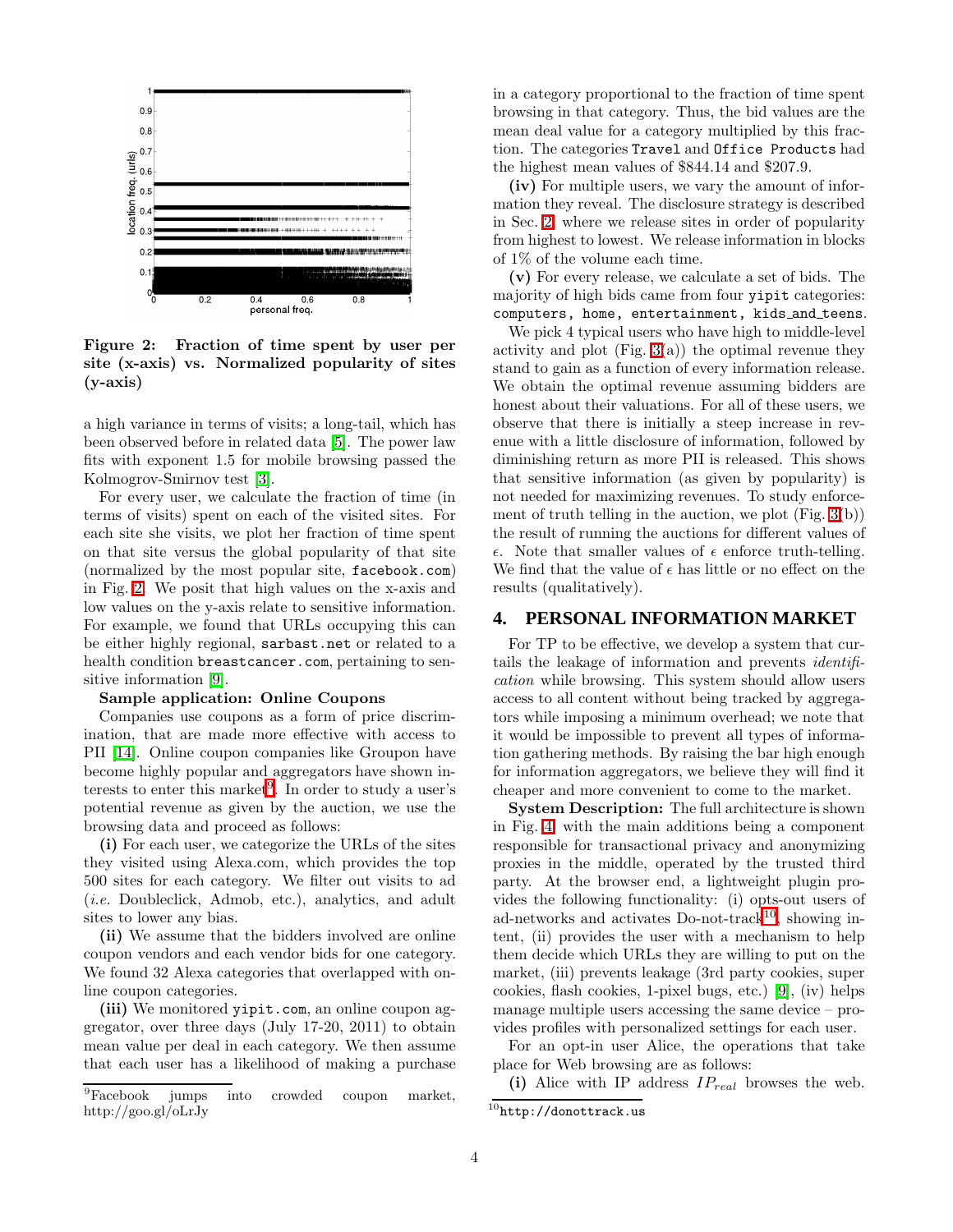Figure 2: Fraction of time spent by user per site (x-axis) vs. Normalized popularity of sites (y-axis)

a high variance in terms of visits; a long-tail, which has been observed before in related data [5]. The power law fits with exponent 1.5 for mobile browsing passed the Kolmogrov-Smirnov test [3].

For every user, we calculate the fraction of time (in terms of visits) spent on each of the visited sites. For each site she visits, we plot her fraction of time spent on that site versus the global popularity of that site (normalized by the most popular site, `facebook.com`) in Fig. 2. We posit that high values on the x-axis and low values on the y-axis relate to sensitive information. For example, we found that URLs occupying this can be either highly regional, `sarbast.net` or related to a health condition `breastcancer.com`, pertaining to sensitive information [9].

**Sample application: Online Coupons**

Companies use coupons as a form of price discrimination, that are made more effective with access to PII [14]. Online coupon companies like Groupon have become highly popular and aggregators have shown interests to enter this market[9]. In order to study a user's potential revenue as given by the auction, we use the browsing data and proceed as follows:

**(i)** For each user, we categorize the URLs of the sites they visited using Alexa.com, which provides the top 500 sites for each category. We filter out visits to ad (*i.e.* Doubleclick, Admob, etc.), analytics, and adult sites to lower any bias.

**(ii)** We assume that the bidders involved are online coupon vendors and each vendor bids for one category. We found 32 Alexa categories that overlapped with online coupon categories.

**(iii)** We monitored `yipit.com`, an online coupon aggregator, over three days (July 17-20, 2011) to obtain mean value per deal in each category. We then assume that each user has a likelihood of making a purchase in a category proportional to the fraction of time spent browsing in that category. Thus, the bid values are the mean deal value for a category multiplied by this fraction. The categories `Travel` and `Office Products` had the highest mean values of \$844.14 and \$207.9.

**(iv)** For multiple users, we vary the amount of information they reveal. The disclosure strategy is described in Sec. 2, where we release sites in order of popularity from highest to lowest. We release information in blocks of 1% of the volume each time.

**(v)** For every release, we calculate a set of bids. The majority of high bids came from four `yipit` categories: `computers, home, entertainment, kids_and_teens`.

We pick 4 typical users who have high to middle-level activity and plot (Fig. 3(a)) the optimal revenue they stand to gain as a function of every information release. We obtain the optimal revenue assuming bidders are honest about their valuations. For all of these users, we observe that there is initially a steep increase in revenue with a little disclosure of information, followed by diminishing return as more PII is released. This shows that sensitive information (as given by popularity) is not needed for maximizing revenues. To study enforcement of truth telling in the auction, we plot (Fig. 3(b)) the result of running the auctions for different values of $\epsilon$. Note that smaller values of $\epsilon$ enforce truth-telling. We find that the value of $\epsilon$ has little or no effect on the results (qualitatively).

## 4. PERSONAL INFORMATION MARKET

For TP to be effective, we develop a system that curtails the leakage of information and prevents *identification* while browsing. This system should allow users access to all content without being tracked by aggregators while imposing a minimum overhead; we note that it would be impossible to prevent all types of information gathering methods. By raising the bar high enough for information aggregators, we believe they will find it cheaper and more convenient to come to the market.

**System Description:** The full architecture is shown in Fig. 4 with the main additions being a component responsible for transactional privacy and anonymizing proxies in the middle, operated by the trusted third party. At the browser end, a lightweight plugin provides the following functionality: (i) opts-out users of ad-networks and activates Do-not-track[10], showing intent, (ii) provides the user with a mechanism to help them decide which URLs they are willing to put on the market, (iii) prevents leakage (3rd party cookies, super cookies, flash cookies, 1-pixel bugs, etc.) [9], (iv) helps manage multiple users accessing the same device – provides profiles with personalized settings for each user.

For an opt-in user Alice, the operations that take place for Web browsing are as follows:

**(i)** Alice with IP address $IP_{real}$ browses the web.

[9] Facebook jumps into crowded coupon market, http://goo.gl/oLrJy

[10] `http://donottrack.us`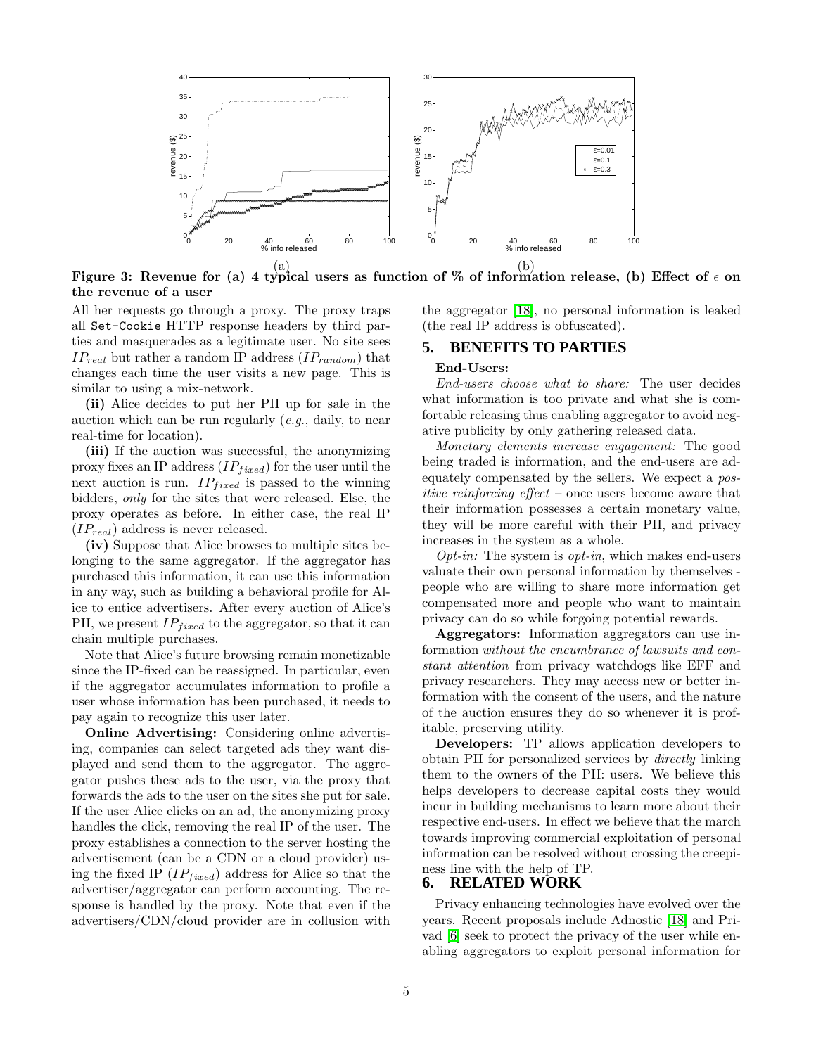Figure 3: Revenue for (a) 4 typical users as function of % of information release, (b) Effect of $\epsilon$ on the revenue of a user

All her requests go through a proxy. The proxy traps all Set-Cookie HTTP response headers by third parties and masquerades as a legitimate user. No site sees $IP_{real}$ but rather a random IP address ($IP_{random}$) that changes each time the user visits a new page. This is similar to using a mix-network.

**(ii)** Alice decides to put her PII up for sale in the auction which can be run regularly (*e.g.*, daily, to near real-time for location).

**(iii)** If the auction was successful, the anonymizing proxy fixes an IP address ($IP_{fixed}$) for the user until the next auction is run. $IP_{fixed}$ is passed to the winning bidders, *only* for the sites that were released. Else, the proxy operates as before. In either case, the real IP ($IP_{real}$) address is never released.

**(iv)** Suppose that Alice browses to multiple sites belonging to the same aggregator. If the aggregator has purchased this information, it can use this information in any way, such as building a behavioral profile for Alice to entice advertisers. After every auction of Alice's PII, we present $IP_{fixed}$ to the aggregator, so that it can chain multiple purchases.

Note that Alice's future browsing remain monetizable since the IP-fixed can be reassigned. In particular, even if the aggregator accumulates information to profile a user whose information has been purchased, it needs to pay again to recognize this user later.

**Online Advertising:** Considering online advertising, companies can select targeted ads they want displayed and send them to the aggregator. The aggregator pushes these ads to the user, via the proxy that forwards the ads to the user on the sites she put for sale. If the user Alice clicks on an ad, the anonymizing proxy handles the click, removing the real IP of the user. The proxy establishes a connection to the server hosting the advertisement (can be a CDN or a cloud provider) using the fixed IP ($IP_{fixed}$) address for Alice so that the advertiser/aggregator can perform accounting. The response is handled by the proxy. Note that even if the advertisers/CDN/cloud provider are in collusion with the aggregator [18], no personal information is leaked (the real IP address is obfuscated).

## 5. BENEFITS TO PARTIES

**End-Users:**

*End-users choose what to share:* The user decides what information is too private and what she is comfortable releasing thus enabling aggregator to avoid negative publicity by only gathering released data.

*Monetary elements increase engagement:* The good being traded is information, and the end-users are adequately compensated by the sellers. We expect a *positive reinforcing effect* – once users become aware that their information possesses a certain monetary value, they will be more careful with their PII, and privacy increases in the system as a whole.

*Opt-in:* The system is *opt-in*, which makes end-users valuate their own personal information by themselves - people who are willing to share more information get compensated more and people who want to maintain privacy can do so while forgoing potential rewards.

**Aggregators:** Information aggregators can use information *without the encumbrance of lawsuits and constant attention* from privacy watchdogs like EFF and privacy researchers. They may access new or better information with the consent of the users, and the nature of the auction ensures they do so whenever it is profitable, preserving utility.

**Developers:** TP allows application developers to obtain PII for personalized services by *directly* linking them to the owners of the PII: users. We believe this helps developers to decrease capital costs they would incur in building mechanisms to learn more about their respective end-users. In effect we believe that the march towards improving commercial exploitation of personal information can be resolved without crossing the creepiness line with the help of TP.

## 6. RELATED WORK

Privacy enhancing technologies have evolved over the years. Recent proposals include Adnostic [18] and Privad [6] seek to protect the privacy of the user while enabling aggregators to exploit personal information for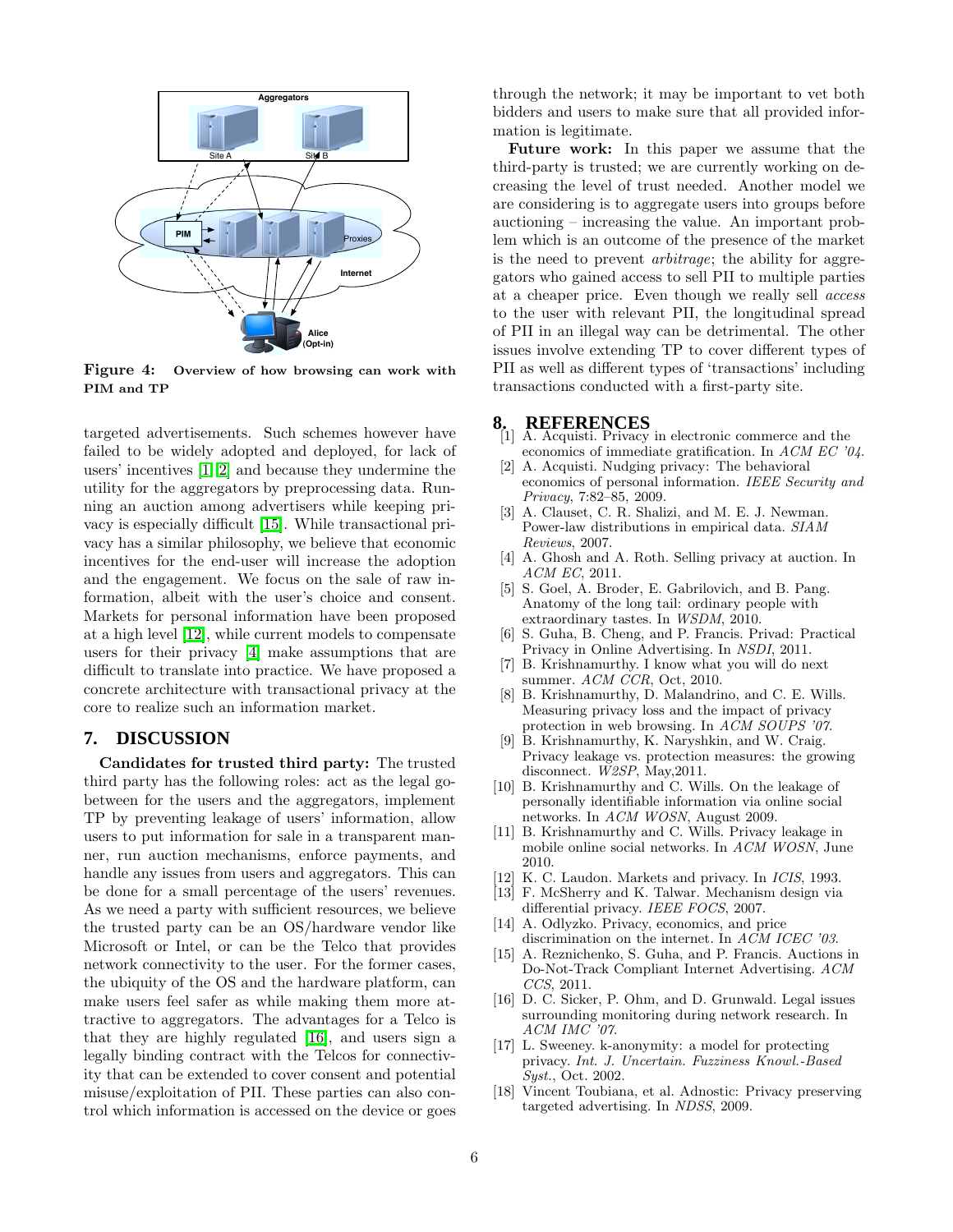Aggregators

Site A

Site B

PIM

Proxies

Internet

Alice
(Opt-in)

**Figure 4: Overview of how browsing can work with PIM and TP**

targeted advertisements. Such schemes however have failed to be widely adopted and deployed, for lack of users' incentives [1, 2] and because they undermine the utility for the aggregators by preprocessing data. Running an auction among advertisers while keeping privacy is especially difficult [15]. While transactional privacy has a similar philosophy, we believe that economic incentives for the end-user will increase the adoption and the engagement. We focus on the sale of raw information, albeit with the user's choice and consent. Markets for personal information have been proposed at a high level [12], while current models to compensate users for their privacy [4] make assumptions that are difficult to translate into practice. We have proposed a concrete architecture with transactional privacy at the core to realize such an information market.

## 7. DISCUSSION

**Candidates for trusted third party:** The trusted third party has the following roles: act as the legal go-between for the users and the aggregators, implement TP by preventing leakage of users' information, allow users to put information for sale in a transparent manner, run auction mechanisms, enforce payments, and handle any issues from users and aggregators. This can be done for a small percentage of the users' revenues. As we need a party with sufficient resources, we believe the trusted party can be an OS/hardware vendor like Microsoft or Intel, or can be the Telco that provides network connectivity to the user. For the former cases, the ubiquity of the OS and the hardware platform, can make users feel safer as while making them more attractive to aggregators. The advantages for a Telco is that they are highly regulated [16], and users sign a legally binding contract with the Telcos for connectivity that can be extended to cover consent and potential misuse/exploitation of PII. These parties can also control which information is accessed on the device or goes through the network; it may be important to vet both bidders and users to make sure that all provided information is legitimate.

**Future work:** In this paper we assume that the third-party is trusted; we are currently working on decreasing the level of trust needed. Another model we are considering is to aggregate users into groups before auctioning – increasing the value. An important problem which is an outcome of the presence of the market is the need to prevent *arbitrage*; the ability for aggregators who gained access to sell PII to multiple parties at a cheaper price. Even though we really sell *access* to the user with relevant PII, the longitudinal spread of PII in an illegal way can be detrimental. The other issues involve extending TP to cover different types of PII as well as different types of 'transactions' including transactions conducted with a first-party site.

## 8. REFERENCES

[1] A. Acquisti. Privacy in electronic commerce and the economics of immediate gratification. In *ACM EC '04*.

[2] A. Acquisti. Nudging privacy: The behavioral economics of personal information. *IEEE Security and Privacy*, 7:82–85, 2009.

[3] A. Clauset, C. R. Shalizi, and M. E. J. Newman. Power-law distributions in empirical data. *SIAM Reviews*, 2007.

[4] A. Ghosh and A. Roth. Selling privacy at auction. In *ACM EC*, 2011.

[5] S. Goel, A. Broder, E. Gabrilovich, and B. Pang. Anatomy of the long tail: ordinary people with extraordinary tastes. In *WSDM*, 2010.

[6] S. Guha, B. Cheng, and P. Francis. Privad: Practical Privacy in Online Advertising. In *NSDI*, 2011.

[7] B. Krishnamurthy. I know what you will do next summer. *ACM CCR*, Oct, 2010.

[8] B. Krishnamurthy, D. Malandrino, and C. E. Wills. Measuring privacy loss and the impact of privacy protection in web browsing. In *ACM SOUPS '07*.

[9] B. Krishnamurthy, K. Naryshkin, and W. Craig. Privacy leakage vs. protection measures: the growing disconnect. *W2SP*, May,2011.

[10] B. Krishnamurthy and C. Wills. On the leakage of personally identifiable information via online social networks. In *ACM WOSN*, August 2009.

[11] B. Krishnamurthy and C. Wills. Privacy leakage in mobile online social networks. In *ACM WOSN*, June 2010.

[12] K. C. Laudon. Markets and privacy. In *ICIS*, 1993.

[13] F. McSherry and K. Talwar. Mechanism design via differential privacy. *IEEE FOCS*, 2007.

[14] A. Odlyzko. Privacy, economics, and price discrimination on the internet. In *ACM ICEC '03*.

[15] A. Reznichenko, S. Guha, and P. Francis. Auctions in Do-Not-Track Compliant Internet Advertising. *ACM CCS*, 2011.

[16] D. C. Sicker, P. Ohm, and D. Grunwald. Legal issues surrounding monitoring during network research. In *ACM IMC '07*.

[17] L. Sweeney. k-anonymity: a model for protecting privacy. *Int. J. Uncertain. Fuzziness Knowl.-Based Syst.*, Oct. 2002.

[18] Vincent Toubiana, et al. Adnostic: Privacy preserving targeted advertising. In *NDSS*, 2009.